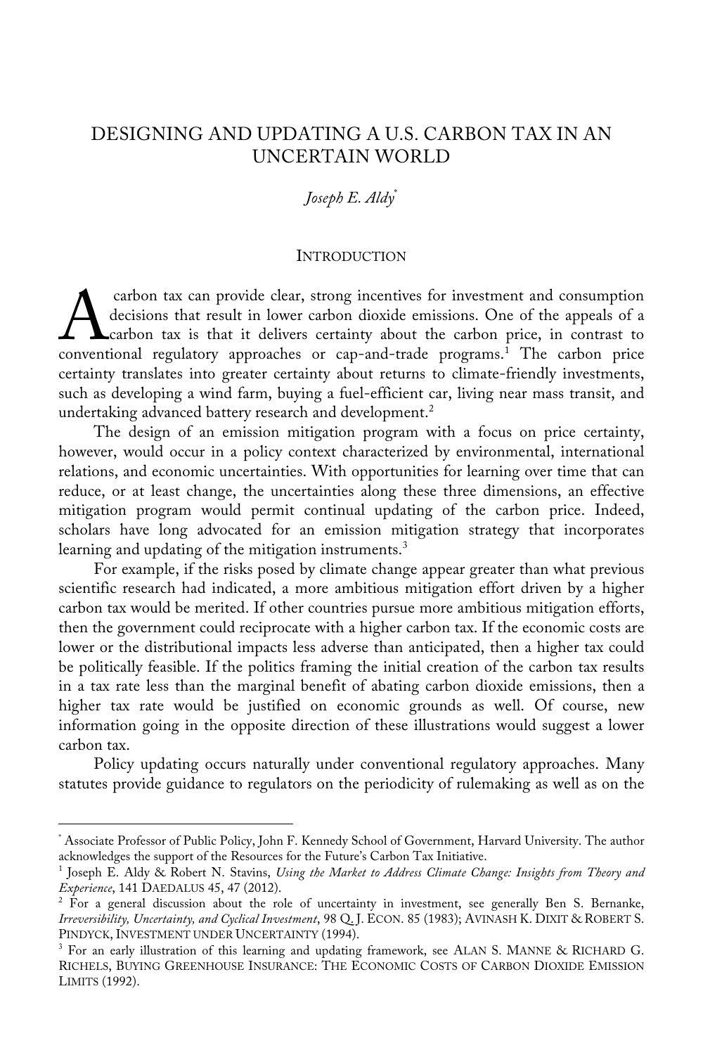# DESIGNING AND UPDATING A U.S. CARBON TAX IN AN UNCERTAIN WORLD

*Joseph E. Aldy*[*]

## INTRODUCTION

A carbon tax can provide clear, strong incentives for investment and consumption decisions that result in lower carbon dioxide emissions. One of the appeals of a carbon tax is that it delivers certainty about the carbon price, in contrast to conventional regulatory approaches or cap-and-trade programs.[1] The carbon price certainty translates into greater certainty about returns to climate-friendly investments, such as developing a wind farm, buying a fuel-efficient car, living near mass transit, and undertaking advanced battery research and development.[2]

The design of an emission mitigation program with a focus on price certainty, however, would occur in a policy context characterized by environmental, international relations, and economic uncertainties. With opportunities for learning over time that can reduce, or at least change, the uncertainties along these three dimensions, an effective mitigation program would permit continual updating of the carbon price. Indeed, scholars have long advocated for an emission mitigation strategy that incorporates learning and updating of the mitigation instruments.[3]

For example, if the risks posed by climate change appear greater than what previous scientific research had indicated, a more ambitious mitigation effort driven by a higher carbon tax would be merited. If other countries pursue more ambitious mitigation efforts, then the government could reciprocate with a higher carbon tax. If the economic costs are lower or the distributional impacts less adverse than anticipated, then a higher tax could be politically feasible. If the politics framing the initial creation of the carbon tax results in a tax rate less than the marginal benefit of abating carbon dioxide emissions, then a higher tax rate would be justified on economic grounds as well. Of course, new information going in the opposite direction of these illustrations would suggest a lower carbon tax.

Policy updating occurs naturally under conventional regulatory approaches. Many statutes provide guidance to regulators on the periodicity of rulemaking as well as on the

---

[*] Associate Professor of Public Policy, John F. Kennedy School of Government, Harvard University. The author acknowledges the support of the Resources for the Future's Carbon Tax Initiative.

[1] Joseph E. Aldy & Robert N. Stavins, *Using the Market to Address Climate Change: Insights from Theory and Experience*, 141 DAEDALUS 45, 47 (2012).

[2] For a general discussion about the role of uncertainty in investment, see generally Ben S. Bernanke, *Irreversibility, Uncertainty, and Cyclical Investment*, 98 Q. J. ECON. 85 (1983); AVINASH K. DIXIT & ROBERT S. PINDYCK, INVESTMENT UNDER UNCERTAINTY (1994).

[3] For an early illustration of this learning and updating framework, see ALAN S. MANNE & RICHARD G. RICHELS, BUYING GREENHOUSE INSURANCE: THE ECONOMIC COSTS OF CARBON DIOXIDE EMISSION LIMITS (1992).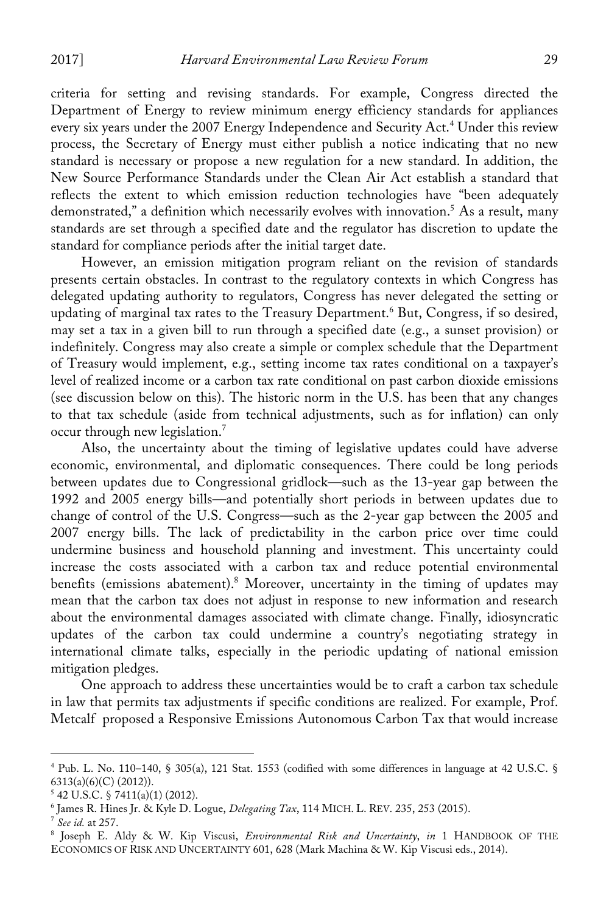criteria for setting and revising standards. For example, Congress directed the Department of Energy to review minimum energy efficiency standards for appliances every six years under the 2007 Energy Independence and Security Act.[4] Under this review process, the Secretary of Energy must either publish a notice indicating that no new standard is necessary or propose a new regulation for a new standard. In addition, the New Source Performance Standards under the Clean Air Act establish a standard that reflects the extent to which emission reduction technologies have "been adequately demonstrated," a definition which necessarily evolves with innovation.[5] As a result, many standards are set through a specified date and the regulator has discretion to update the standard for compliance periods after the initial target date.

However, an emission mitigation program reliant on the revision of standards presents certain obstacles. In contrast to the regulatory contexts in which Congress has delegated updating authority to regulators, Congress has never delegated the setting or updating of marginal tax rates to the Treasury Department.[6] But, Congress, if so desired, may set a tax in a given bill to run through a specified date (e.g., a sunset provision) or indefinitely. Congress may also create a simple or complex schedule that the Department of Treasury would implement, e.g., setting income tax rates conditional on a taxpayer's level of realized income or a carbon tax rate conditional on past carbon dioxide emissions (see discussion below on this). The historic norm in the U.S. has been that any changes to that tax schedule (aside from technical adjustments, such as for inflation) can only occur through new legislation.[7]

Also, the uncertainty about the timing of legislative updates could have adverse economic, environmental, and diplomatic consequences. There could be long periods between updates due to Congressional gridlock—such as the 13-year gap between the 1992 and 2005 energy bills—and potentially short periods in between updates due to change of control of the U.S. Congress—such as the 2-year gap between the 2005 and 2007 energy bills. The lack of predictability in the carbon price over time could undermine business and household planning and investment. This uncertainty could increase the costs associated with a carbon tax and reduce potential environmental benefits (emissions abatement).[8] Moreover, uncertainty in the timing of updates may mean that the carbon tax does not adjust in response to new information and research about the environmental damages associated with climate change. Finally, idiosyncratic updates of the carbon tax could undermine a country's negotiating strategy in international climate talks, especially in the periodic updating of national emission mitigation pledges.

One approach to address these uncertainties would be to craft a carbon tax schedule in law that permits tax adjustments if specific conditions are realized. For example, Prof. Metcalf proposed a Responsive Emissions Autonomous Carbon Tax that would increase

---

[4] Pub. L. No. 110–140, § 305(a), 121 Stat. 1553 (codified with some differences in language at 42 U.S.C. § 6313(a)(6)(C) (2012)).

[5] 42 U.S.C. § 7411(a)(1) (2012).

[6] James R. Hines Jr. & Kyle D. Logue, *Delegating Tax*, 114 MICH. L. REV. 235, 253 (2015).

[7] *See id.* at 257.

[8] Joseph E. Aldy & W. Kip Viscusi, *Environmental Risk and Uncertainty*, *in* 1 HANDBOOK OF THE ECONOMICS OF RISK AND UNCERTAINTY 601, 628 (Mark Machina & W. Kip Viscusi eds., 2014).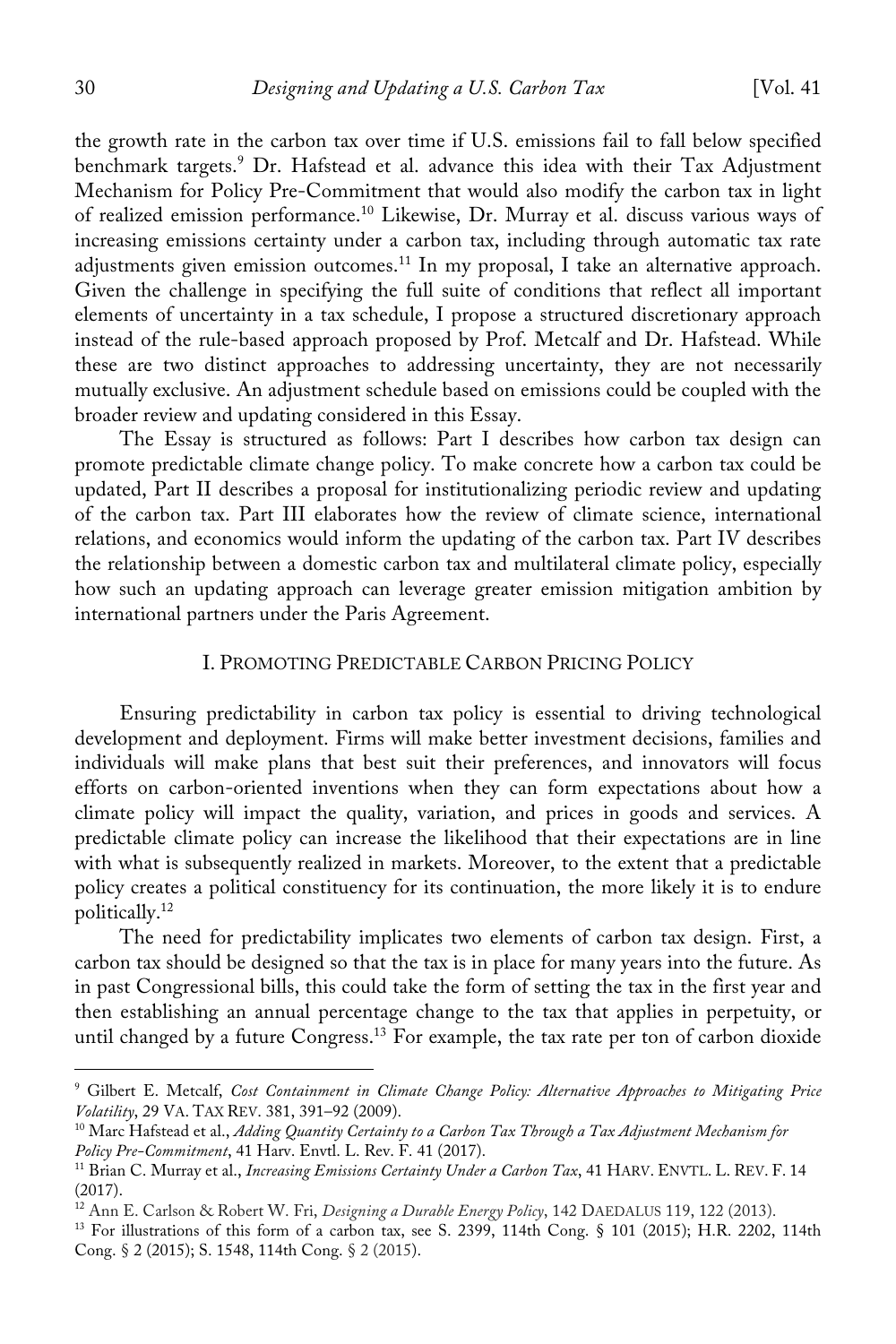the growth rate in the carbon tax over time if U.S. emissions fail to fall below specified benchmark targets.[9] Dr. Hafstead et al. advance this idea with their Tax Adjustment Mechanism for Policy Pre-Commitment that would also modify the carbon tax in light of realized emission performance.[10] Likewise, Dr. Murray et al. discuss various ways of increasing emissions certainty under a carbon tax, including through automatic tax rate adjustments given emission outcomes.[11] In my proposal, I take an alternative approach. Given the challenge in specifying the full suite of conditions that reflect all important elements of uncertainty in a tax schedule, I propose a structured discretionary approach instead of the rule-based approach proposed by Prof. Metcalf and Dr. Hafstead. While these are two distinct approaches to addressing uncertainty, they are not necessarily mutually exclusive. An adjustment schedule based on emissions could be coupled with the broader review and updating considered in this Essay.

The Essay is structured as follows: Part I describes how carbon tax design can promote predictable climate change policy. To make concrete how a carbon tax could be updated, Part II describes a proposal for institutionalizing periodic review and updating of the carbon tax. Part III elaborates how the review of climate science, international relations, and economics would inform the updating of the carbon tax. Part IV describes the relationship between a domestic carbon tax and multilateral climate policy, especially how such an updating approach can leverage greater emission mitigation ambition by international partners under the Paris Agreement.

## I. PROMOTING PREDICTABLE CARBON PRICING POLICY

Ensuring predictability in carbon tax policy is essential to driving technological development and deployment. Firms will make better investment decisions, families and individuals will make plans that best suit their preferences, and innovators will focus efforts on carbon-oriented inventions when they can form expectations about how a climate policy will impact the quality, variation, and prices in goods and services. A predictable climate policy can increase the likelihood that their expectations are in line with what is subsequently realized in markets. Moreover, to the extent that a predictable policy creates a political constituency for its continuation, the more likely it is to endure politically.[12]

The need for predictability implicates two elements of carbon tax design. First, a carbon tax should be designed so that the tax is in place for many years into the future. As in past Congressional bills, this could take the form of setting the tax in the first year and then establishing an annual percentage change to the tax that applies in perpetuity, or until changed by a future Congress.[13] For example, the tax rate per ton of carbon dioxide

---

[9] Gilbert E. Metcalf, *Cost Containment in Climate Change Policy: Alternative Approaches to Mitigating Price Volatility*, 29 VA. TAX REV. 381, 391–92 (2009).

[10] Marc Hafstead et al., *Adding Quantity Certainty to a Carbon Tax Through a Tax Adjustment Mechanism for Policy Pre-Commitment*, 41 Harv. Envtl. L. Rev. F. 41 (2017).

[11] Brian C. Murray et al., *Increasing Emissions Certainty Under a Carbon Tax*, 41 HARV. ENVTL. L. REV. F. 14 (2017).

[12] Ann E. Carlson & Robert W. Fri, *Designing a Durable Energy Policy*, 142 DAEDALUS 119, 122 (2013).

[13] For illustrations of this form of a carbon tax, see S. 2399, 114th Cong. § 101 (2015); H.R. 2202, 114th Cong. § 2 (2015); S. 1548, 114th Cong. § 2 (2015).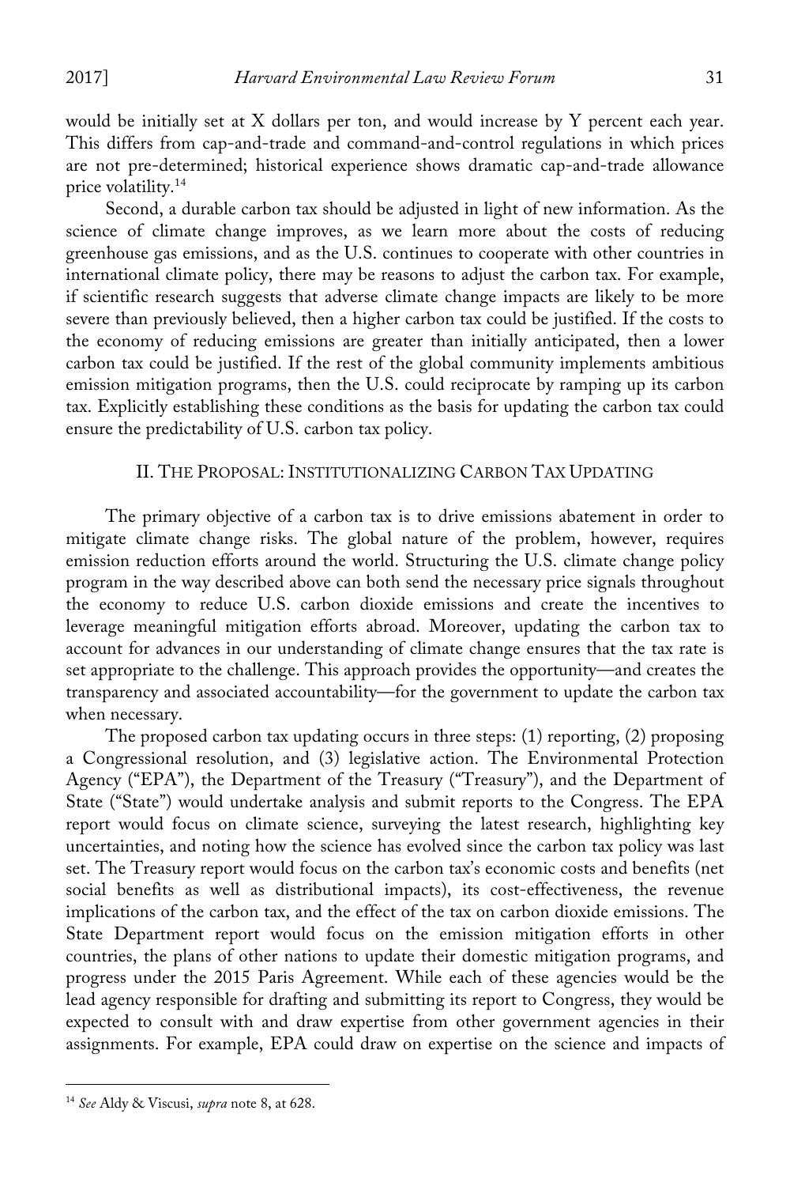would be initially set at X dollars per ton, and would increase by Y percent each year. This differs from cap-and-trade and command-and-control regulations in which prices are not pre-determined; historical experience shows dramatic cap-and-trade allowance price volatility.[14]

Second, a durable carbon tax should be adjusted in light of new information. As the science of climate change improves, as we learn more about the costs of reducing greenhouse gas emissions, and as the U.S. continues to cooperate with other countries in international climate policy, there may be reasons to adjust the carbon tax. For example, if scientific research suggests that adverse climate change impacts are likely to be more severe than previously believed, then a higher carbon tax could be justified. If the costs to the economy of reducing emissions are greater than initially anticipated, then a lower carbon tax could be justified. If the rest of the global community implements ambitious emission mitigation programs, then the U.S. could reciprocate by ramping up its carbon tax. Explicitly establishing these conditions as the basis for updating the carbon tax could ensure the predictability of U.S. carbon tax policy.

## II. The Proposal: Institutionalizing Carbon Tax Updating

The primary objective of a carbon tax is to drive emissions abatement in order to mitigate climate change risks. The global nature of the problem, however, requires emission reduction efforts around the world. Structuring the U.S. climate change policy program in the way described above can both send the necessary price signals throughout the economy to reduce U.S. carbon dioxide emissions and create the incentives to leverage meaningful mitigation efforts abroad. Moreover, updating the carbon tax to account for advances in our understanding of climate change ensures that the tax rate is set appropriate to the challenge. This approach provides the opportunity—and creates the transparency and associated accountability—for the government to update the carbon tax when necessary.

The proposed carbon tax updating occurs in three steps: (1) reporting, (2) proposing a Congressional resolution, and (3) legislative action. The Environmental Protection Agency ("EPA"), the Department of the Treasury ("Treasury"), and the Department of State ("State") would undertake analysis and submit reports to the Congress. The EPA report would focus on climate science, surveying the latest research, highlighting key uncertainties, and noting how the science has evolved since the carbon tax policy was last set. The Treasury report would focus on the carbon tax's economic costs and benefits (net social benefits as well as distributional impacts), its cost-effectiveness, the revenue implications of the carbon tax, and the effect of the tax on carbon dioxide emissions. The State Department report would focus on the emission mitigation efforts in other countries, the plans of other nations to update their domestic mitigation programs, and progress under the 2015 Paris Agreement. While each of these agencies would be the lead agency responsible for drafting and submitting its report to Congress, they would be expected to consult with and draw expertise from other government agencies in their assignments. For example, EPA could draw on expertise on the science and impacts of

[14] *See* Aldy & Viscusi, *supra* note 8, at 628.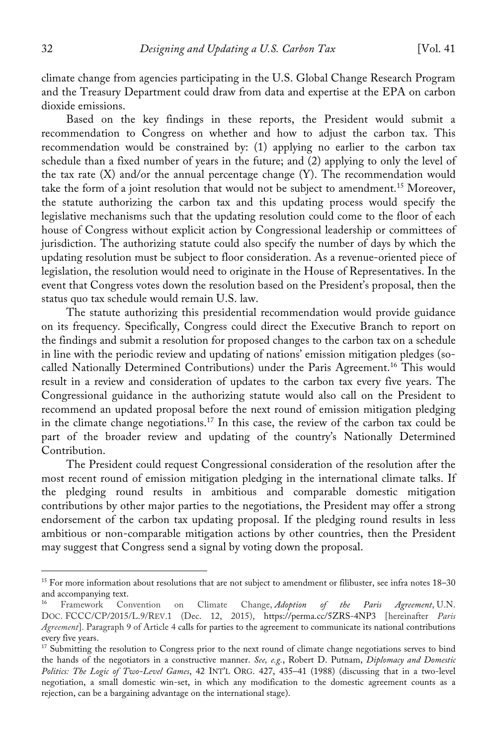climate change from agencies participating in the U.S. Global Change Research Program and the Treasury Department could draw from data and expertise at the EPA on carbon dioxide emissions.

Based on the key findings in these reports, the President would submit a recommendation to Congress on whether and how to adjust the carbon tax. This recommendation would be constrained by: (1) applying no earlier to the carbon tax schedule than a fixed number of years in the future; and (2) applying to only the level of the tax rate (X) and/or the annual percentage change (Y). The recommendation would take the form of a joint resolution that would not be subject to amendment.[15] Moreover, the statute authorizing the carbon tax and this updating process would specify the legislative mechanisms such that the updating resolution could come to the floor of each house of Congress without explicit action by Congressional leadership or committees of jurisdiction. The authorizing statute could also specify the number of days by which the updating resolution must be subject to floor consideration. As a revenue-oriented piece of legislation, the resolution would need to originate in the House of Representatives. In the event that Congress votes down the resolution based on the President's proposal, then the status quo tax schedule would remain U.S. law.

The statute authorizing this presidential recommendation would provide guidance on its frequency. Specifically, Congress could direct the Executive Branch to report on the findings and submit a resolution for proposed changes to the carbon tax on a schedule in line with the periodic review and updating of nations' emission mitigation pledges (so-called Nationally Determined Contributions) under the Paris Agreement.[16] This would result in a review and consideration of updates to the carbon tax every five years. The Congressional guidance in the authorizing statute would also call on the President to recommend an updated proposal before the next round of emission mitigation pledging in the climate change negotiations.[17] In this case, the review of the carbon tax could be part of the broader review and updating of the country's Nationally Determined Contribution.

The President could request Congressional consideration of the resolution after the most recent round of emission mitigation pledging in the international climate talks. If the pledging round results in ambitious and comparable domestic mitigation contributions by other major parties to the negotiations, the President may offer a strong endorsement of the carbon tax updating proposal. If the pledging round results in less ambitious or non-comparable mitigation actions by other countries, then the President may suggest that Congress send a signal by voting down the proposal.

---

[15] For more information about resolutions that are not subject to amendment or filibuster, see infra notes 18–30 and accompanying text.

[16] Framework Convention on Climate Change, *Adoption of the Paris Agreement*, U.N. DOC. FCCC/CP/2015/L.9/REV.1 (Dec. 12, 2015), https://perma.cc/5ZRS-4NP3 [hereinafter *Paris Agreement*]. Paragraph 9 of Article 4 calls for parties to the agreement to communicate its national contributions every five years.

[17] Submitting the resolution to Congress prior to the next round of climate change negotiations serves to bind the hands of the negotiators in a constructive manner. *See, e.g.*, Robert D. Putnam, *Diplomacy and Domestic Politics: The Logic of Two-Level Games*, 42 INT'L ORG. 427, 435–41 (1988) (discussing that in a two-level negotiation, a small domestic win-set, in which any modification to the domestic agreement counts as a rejection, can be a bargaining advantage on the international stage).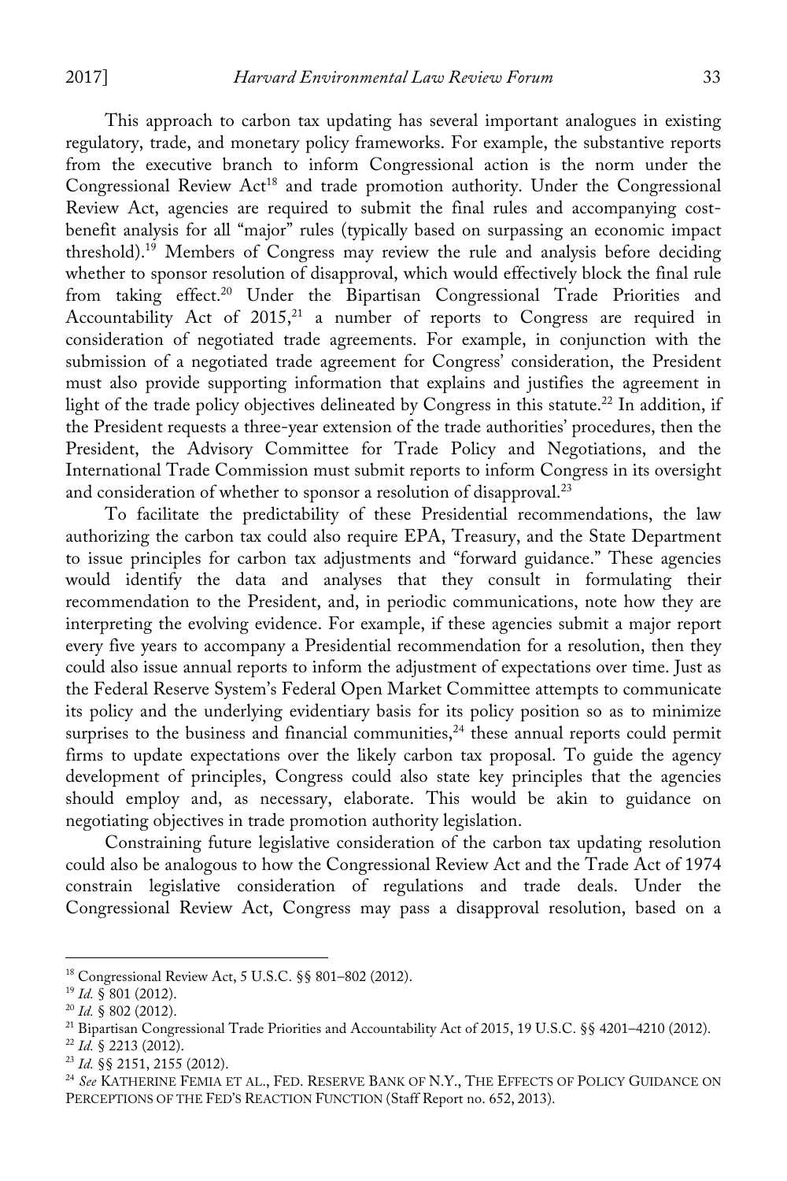This approach to carbon tax updating has several important analogues in existing regulatory, trade, and monetary policy frameworks. For example, the substantive reports from the executive branch to inform Congressional action is the norm under the Congressional Review Act[18] and trade promotion authority. Under the Congressional Review Act, agencies are required to submit the final rules and accompanying cost-benefit analysis for all "major" rules (typically based on surpassing an economic impact threshold).[19] Members of Congress may review the rule and analysis before deciding whether to sponsor resolution of disapproval, which would effectively block the final rule from taking effect.[20] Under the Bipartisan Congressional Trade Priorities and Accountability Act of 2015,[21] a number of reports to Congress are required in consideration of negotiated trade agreements. For example, in conjunction with the submission of a negotiated trade agreement for Congress' consideration, the President must also provide supporting information that explains and justifies the agreement in light of the trade policy objectives delineated by Congress in this statute.[22] In addition, if the President requests a three-year extension of the trade authorities' procedures, then the President, the Advisory Committee for Trade Policy and Negotiations, and the International Trade Commission must submit reports to inform Congress in its oversight and consideration of whether to sponsor a resolution of disapproval.[23]

To facilitate the predictability of these Presidential recommendations, the law authorizing the carbon tax could also require EPA, Treasury, and the State Department to issue principles for carbon tax adjustments and "forward guidance." These agencies would identify the data and analyses that they consult in formulating their recommendation to the President, and, in periodic communications, note how they are interpreting the evolving evidence. For example, if these agencies submit a major report every five years to accompany a Presidential recommendation for a resolution, then they could also issue annual reports to inform the adjustment of expectations over time. Just as the Federal Reserve System's Federal Open Market Committee attempts to communicate its policy and the underlying evidentiary basis for its policy position so as to minimize surprises to the business and financial communities,[24] these annual reports could permit firms to update expectations over the likely carbon tax proposal. To guide the agency development of principles, Congress could also state key principles that the agencies should employ and, as necessary, elaborate. This would be akin to guidance on negotiating objectives in trade promotion authority legislation.

Constraining future legislative consideration of the carbon tax updating resolution could also be analogous to how the Congressional Review Act and the Trade Act of 1974 constrain legislative consideration of regulations and trade deals. Under the Congressional Review Act, Congress may pass a disapproval resolution, based on a

---

[18] Congressional Review Act, 5 U.S.C. §§ 801–802 (2012).

[19] *Id.* § 801 (2012).

[20] *Id.* § 802 (2012).

[21] Bipartisan Congressional Trade Priorities and Accountability Act of 2015, 19 U.S.C. §§ 4201–4210 (2012).

[22] *Id.* § 2213 (2012).

[23] *Id.* §§ 2151, 2155 (2012).

[24] *See* KATHERINE FEMIA ET AL., FED. RESERVE BANK OF N.Y., THE EFFECTS OF POLICY GUIDANCE ON PERCEPTIONS OF THE FED'S REACTION FUNCTION (Staff Report no. 652, 2013).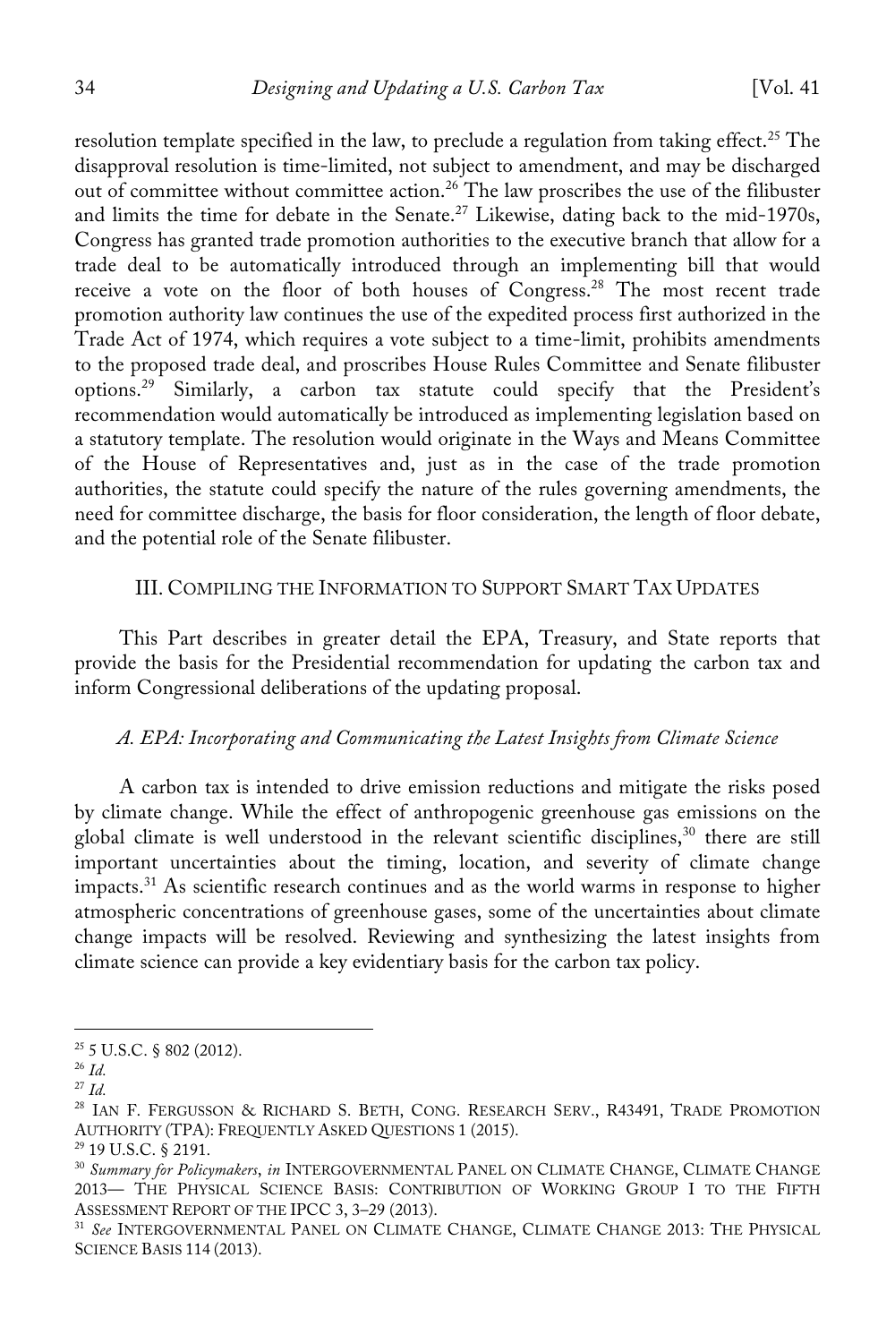resolution template specified in the law, to preclude a regulation from taking effect.[25] The disapproval resolution is time-limited, not subject to amendment, and may be discharged out of committee without committee action.[26] The law proscribes the use of the filibuster and limits the time for debate in the Senate.[27] Likewise, dating back to the mid-1970s, Congress has granted trade promotion authorities to the executive branch that allow for a trade deal to be automatically introduced through an implementing bill that would receive a vote on the floor of both houses of Congress.[28] The most recent trade promotion authority law continues the use of the expedited process first authorized in the Trade Act of 1974, which requires a vote subject to a time-limit, prohibits amendments to the proposed trade deal, and proscribes House Rules Committee and Senate filibuster options.[29] Similarly, a carbon tax statute could specify that the President's recommendation would automatically be introduced as implementing legislation based on a statutory template. The resolution would originate in the Ways and Means Committee of the House of Representatives and, just as in the case of the trade promotion authorities, the statute could specify the nature of the rules governing amendments, the need for committee discharge, the basis for floor consideration, the length of floor debate, and the potential role of the Senate filibuster.

## III. Compiling the Information to Support Smart Tax Updates

This Part describes in greater detail the EPA, Treasury, and State reports that provide the basis for the Presidential recommendation for updating the carbon tax and inform Congressional deliberations of the updating proposal.

### *A. EPA: Incorporating and Communicating the Latest Insights from Climate Science*

A carbon tax is intended to drive emission reductions and mitigate the risks posed by climate change. While the effect of anthropogenic greenhouse gas emissions on the global climate is well understood in the relevant scientific disciplines,[30] there are still important uncertainties about the timing, location, and severity of climate change impacts.[31] As scientific research continues and as the world warms in response to higher atmospheric concentrations of greenhouse gases, some of the uncertainties about climate change impacts will be resolved. Reviewing and synthesizing the latest insights from climate science can provide a key evidentiary basis for the carbon tax policy.

---

[25] 5 U.S.C. § 802 (2012).

[26] *Id.*

[27] *Id.*

[28] Ian F. Fergusson & Richard S. Beth, Cong. Research Serv., R43491, Trade Promotion Authority (TPA): Frequently Asked Questions 1 (2015).

[29] 19 U.S.C. § 2191.

[30] *Summary for Policymakers*, *in* Intergovernmental Panel on Climate Change, Climate Change 2013— The Physical Science Basis: Contribution of Working Group I to the Fifth Assessment Report of the IPCC 3, 3–29 (2013).

[31] *See* Intergovernmental Panel on Climate Change, Climate Change 2013: The Physical Science Basis 114 (2013).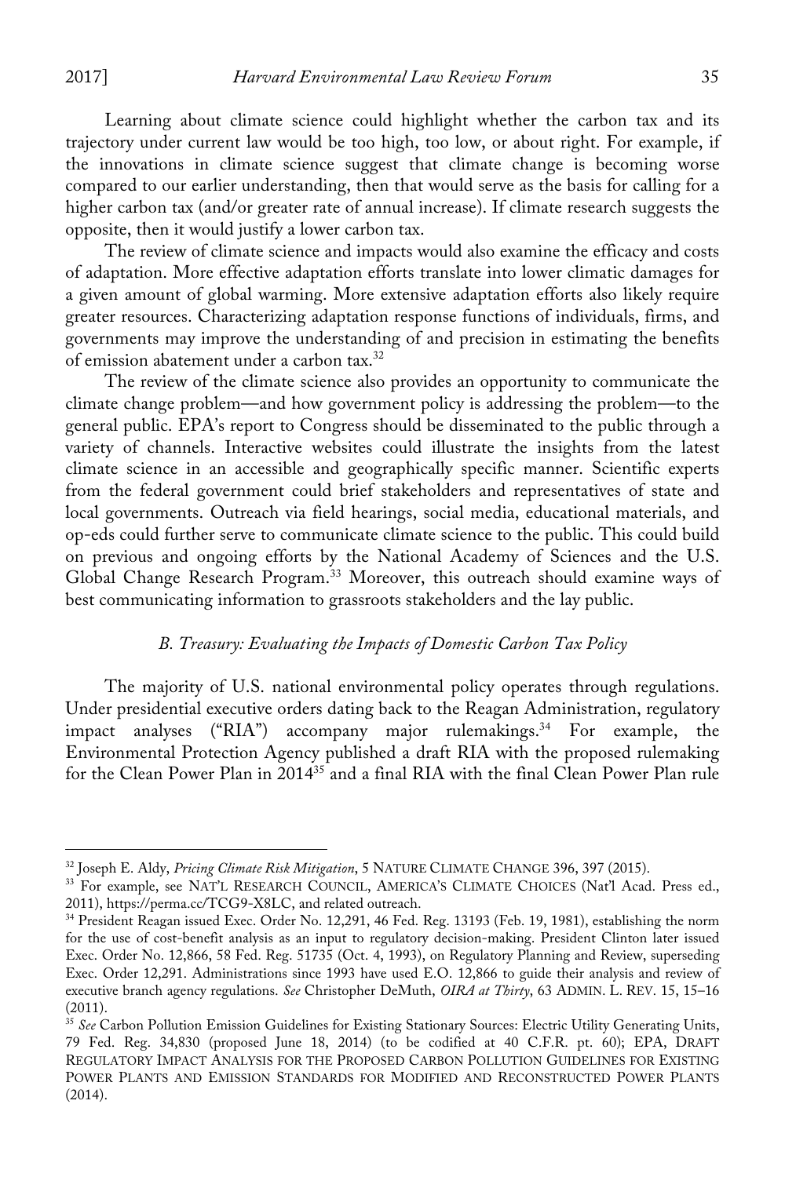Learning about climate science could highlight whether the carbon tax and its trajectory under current law would be too high, too low, or about right. For example, if the innovations in climate science suggest that climate change is becoming worse compared to our earlier understanding, then that would serve as the basis for calling for a higher carbon tax (and/or greater rate of annual increase). If climate research suggests the opposite, then it would justify a lower carbon tax.

The review of climate science and impacts would also examine the efficacy and costs of adaptation. More effective adaptation efforts translate into lower climatic damages for a given amount of global warming. More extensive adaptation efforts also likely require greater resources. Characterizing adaptation response functions of individuals, firms, and governments may improve the understanding of and precision in estimating the benefits of emission abatement under a carbon tax.[32]

The review of the climate science also provides an opportunity to communicate the climate change problem—and how government policy is addressing the problem—to the general public. EPA's report to Congress should be disseminated to the public through a variety of channels. Interactive websites could illustrate the insights from the latest climate science in an accessible and geographically specific manner. Scientific experts from the federal government could brief stakeholders and representatives of state and local governments. Outreach via field hearings, social media, educational materials, and op-eds could further serve to communicate climate science to the public. This could build on previous and ongoing efforts by the National Academy of Sciences and the U.S. Global Change Research Program.[33] Moreover, this outreach should examine ways of best communicating information to grassroots stakeholders and the lay public.

### *B. Treasury: Evaluating the Impacts of Domestic Carbon Tax Policy*

The majority of U.S. national environmental policy operates through regulations. Under presidential executive orders dating back to the Reagan Administration, regulatory impact analyses ("RIA") accompany major rulemakings.[34] For example, the Environmental Protection Agency published a draft RIA with the proposed rulemaking for the Clean Power Plan in 2014[35] and a final RIA with the final Clean Power Plan rule

---

[32] Joseph E. Aldy, *Pricing Climate Risk Mitigation*, 5 NATURE CLIMATE CHANGE 396, 397 (2015).

[33] For example, see NAT'L RESEARCH COUNCIL, AMERICA'S CLIMATE CHOICES (Nat'l Acad. Press ed., 2011), https://perma.cc/TCG9-X8LC, and related outreach.

[34] President Reagan issued Exec. Order No. 12,291, 46 Fed. Reg. 13193 (Feb. 19, 1981), establishing the norm for the use of cost-benefit analysis as an input to regulatory decision-making. President Clinton later issued Exec. Order No. 12,866, 58 Fed. Reg. 51735 (Oct. 4, 1993), on Regulatory Planning and Review, superseding Exec. Order 12,291. Administrations since 1993 have used E.O. 12,866 to guide their analysis and review of executive branch agency regulations. *See* Christopher DeMuth, *OIRA at Thirty*, 63 ADMIN. L. REV. 15, 15–16 (2011).

[35] *See* Carbon Pollution Emission Guidelines for Existing Stationary Sources: Electric Utility Generating Units, 79 Fed. Reg. 34,830 (proposed June 18, 2014) (to be codified at 40 C.F.R. pt. 60); EPA, DRAFT REGULATORY IMPACT ANALYSIS FOR THE PROPOSED CARBON POLLUTION GUIDELINES FOR EXISTING POWER PLANTS AND EMISSION STANDARDS FOR MODIFIED AND RECONSTRUCTED POWER PLANTS (2014).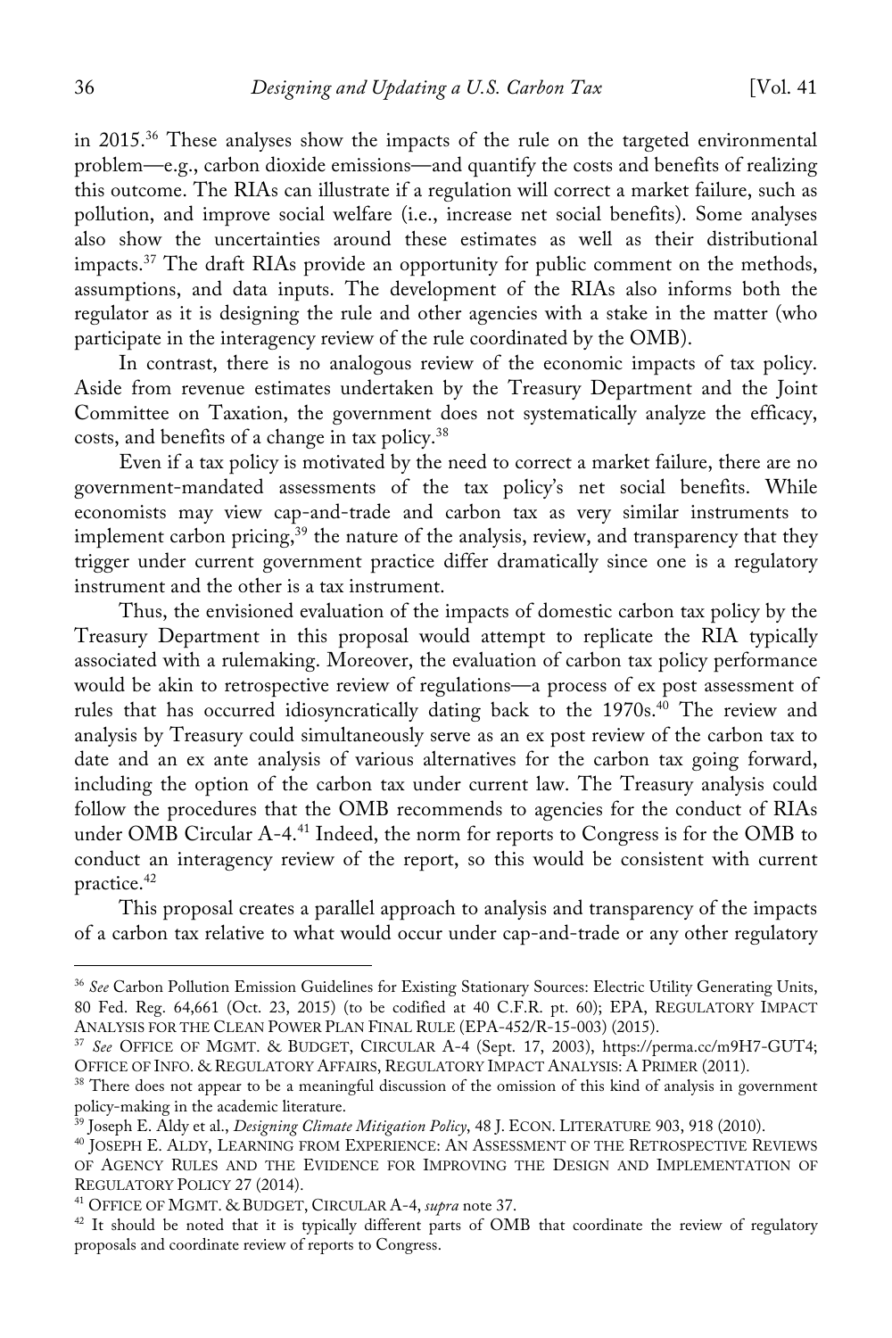in 2015.[36] These analyses show the impacts of the rule on the targeted environmental problem—e.g., carbon dioxide emissions—and quantify the costs and benefits of realizing this outcome. The RIAs can illustrate if a regulation will correct a market failure, such as pollution, and improve social welfare (i.e., increase net social benefits). Some analyses also show the uncertainties around these estimates as well as their distributional impacts.[37] The draft RIAs provide an opportunity for public comment on the methods, assumptions, and data inputs. The development of the RIAs also informs both the regulator as it is designing the rule and other agencies with a stake in the matter (who participate in the interagency review of the rule coordinated by the OMB).

In contrast, there is no analogous review of the economic impacts of tax policy. Aside from revenue estimates undertaken by the Treasury Department and the Joint Committee on Taxation, the government does not systematically analyze the efficacy, costs, and benefits of a change in tax policy.[38]

Even if a tax policy is motivated by the need to correct a market failure, there are no government-mandated assessments of the tax policy's net social benefits. While economists may view cap-and-trade and carbon tax as very similar instruments to implement carbon pricing,[39] the nature of the analysis, review, and transparency that they trigger under current government practice differ dramatically since one is a regulatory instrument and the other is a tax instrument.

Thus, the envisioned evaluation of the impacts of domestic carbon tax policy by the Treasury Department in this proposal would attempt to replicate the RIA typically associated with a rulemaking. Moreover, the evaluation of carbon tax policy performance would be akin to retrospective review of regulations—a process of ex post assessment of rules that has occurred idiosyncratically dating back to the 1970s.[40] The review and analysis by Treasury could simultaneously serve as an ex post review of the carbon tax to date and an ex ante analysis of various alternatives for the carbon tax going forward, including the option of the carbon tax under current law. The Treasury analysis could follow the procedures that the OMB recommends to agencies for the conduct of RIAs under OMB Circular A-4.[41] Indeed, the norm for reports to Congress is for the OMB to conduct an interagency review of the report, so this would be consistent with current practice.[42]

This proposal creates a parallel approach to analysis and transparency of the impacts of a carbon tax relative to what would occur under cap-and-trade or any other regulatory

---

[36] *See* Carbon Pollution Emission Guidelines for Existing Stationary Sources: Electric Utility Generating Units, 80 Fed. Reg. 64,661 (Oct. 23, 2015) (to be codified at 40 C.F.R. pt. 60); EPA, REGULATORY IMPACT ANALYSIS FOR THE CLEAN POWER PLAN FINAL RULE (EPA-452/R-15-003) (2015).

[37] *See* OFFICE OF MGMT. & BUDGET, CIRCULAR A-4 (Sept. 17, 2003), https://perma.cc/m9H7-GUT4; OFFICE OF INFO. & REGULATORY AFFAIRS, REGULATORY IMPACT ANALYSIS: A PRIMER (2011).

[38] There does not appear to be a meaningful discussion of the omission of this kind of analysis in government policy-making in the academic literature.

[39] Joseph E. Aldy et al., *Designing Climate Mitigation Policy*, 48 J. ECON. LITERATURE 903, 918 (2010).

[40] JOSEPH E. ALDY, LEARNING FROM EXPERIENCE: AN ASSESSMENT OF THE RETROSPECTIVE REVIEWS OF AGENCY RULES AND THE EVIDENCE FOR IMPROVING THE DESIGN AND IMPLEMENTATION OF REGULATORY POLICY 27 (2014).

[41] OFFICE OF MGMT. & BUDGET, CIRCULAR A-4, *supra* note 37.

[42] It should be noted that it is typically different parts of OMB that coordinate the review of regulatory proposals and coordinate review of reports to Congress.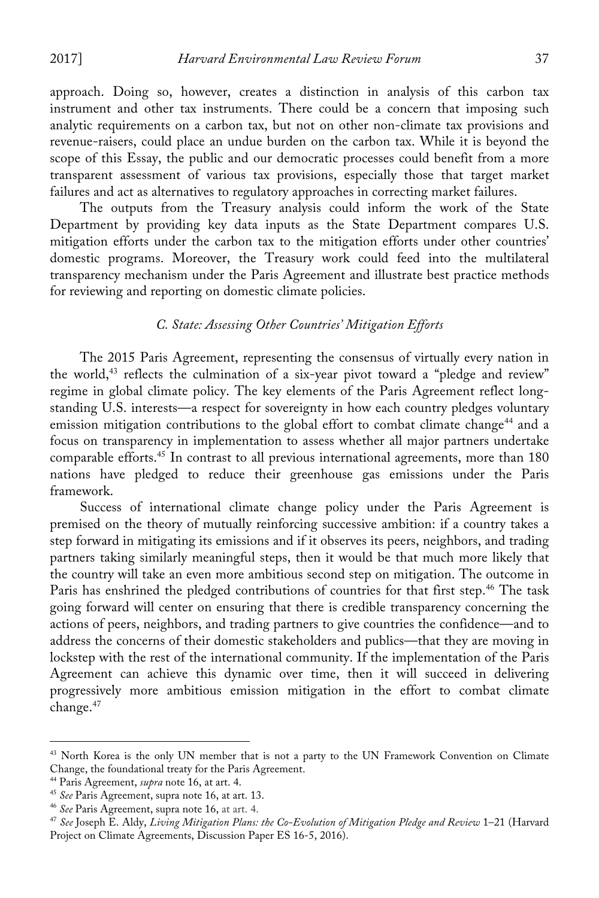approach. Doing so, however, creates a distinction in analysis of this carbon tax instrument and other tax instruments. There could be a concern that imposing such analytic requirements on a carbon tax, but not on other non-climate tax provisions and revenue-raisers, could place an undue burden on the carbon tax. While it is beyond the scope of this Essay, the public and our democratic processes could benefit from a more transparent assessment of various tax provisions, especially those that target market failures and act as alternatives to regulatory approaches in correcting market failures.

The outputs from the Treasury analysis could inform the work of the State Department by providing key data inputs as the State Department compares U.S. mitigation efforts under the carbon tax to the mitigation efforts under other countries' domestic programs. Moreover, the Treasury work could feed into the multilateral transparency mechanism under the Paris Agreement and illustrate best practice methods for reviewing and reporting on domestic climate policies.

### *C. State: Assessing Other Countries' Mitigation Efforts*

The 2015 Paris Agreement, representing the consensus of virtually every nation in the world,[43] reflects the culmination of a six-year pivot toward a "pledge and review" regime in global climate policy. The key elements of the Paris Agreement reflect long-standing U.S. interests—a respect for sovereignty in how each country pledges voluntary emission mitigation contributions to the global effort to combat climate change[44] and a focus on transparency in implementation to assess whether all major partners undertake comparable efforts.[45] In contrast to all previous international agreements, more than 180 nations have pledged to reduce their greenhouse gas emissions under the Paris framework.

Success of international climate change policy under the Paris Agreement is premised on the theory of mutually reinforcing successive ambition: if a country takes a step forward in mitigating its emissions and if it observes its peers, neighbors, and trading partners taking similarly meaningful steps, then it would be that much more likely that the country will take an even more ambitious second step on mitigation. The outcome in Paris has enshrined the pledged contributions of countries for that first step.[46] The task going forward will center on ensuring that there is credible transparency concerning the actions of peers, neighbors, and trading partners to give countries the confidence—and to address the concerns of their domestic stakeholders and publics—that they are moving in lockstep with the rest of the international community. If the implementation of the Paris Agreement can achieve this dynamic over time, then it will succeed in delivering progressively more ambitious emission mitigation in the effort to combat climate change.[47]

---

[43] North Korea is the only UN member that is not a party to the UN Framework Convention on Climate Change, the foundational treaty for the Paris Agreement.

[44] Paris Agreement, *supra* note 16, at art. 4.

[45] *See* Paris Agreement, supra note 16, at art. 13.

[46] *See* Paris Agreement, supra note 16, at art. 4.

[47] *See* Joseph E. Aldy, *Living Mitigation Plans: the Co-Evolution of Mitigation Pledge and Review* 1–21 (Harvard Project on Climate Agreements, Discussion Paper ES 16-5, 2016).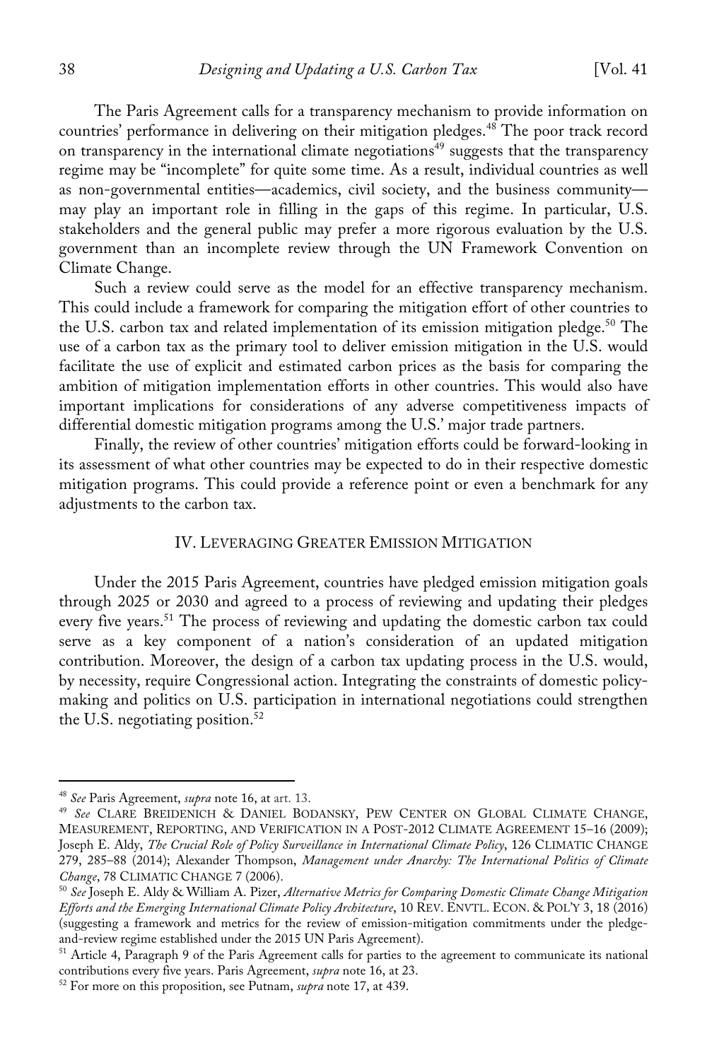The Paris Agreement calls for a transparency mechanism to provide information on countries' performance in delivering on their mitigation pledges.[48] The poor track record on transparency in the international climate negotiations[49] suggests that the transparency regime may be "incomplete" for quite some time. As a result, individual countries as well as non-governmental entities—academics, civil society, and the business community—may play an important role in filling in the gaps of this regime. In particular, U.S. stakeholders and the general public may prefer a more rigorous evaluation by the U.S. government than an incomplete review through the UN Framework Convention on Climate Change.

Such a review could serve as the model for an effective transparency mechanism. This could include a framework for comparing the mitigation effort of other countries to the U.S. carbon tax and related implementation of its emission mitigation pledge.[50] The use of a carbon tax as the primary tool to deliver emission mitigation in the U.S. would facilitate the use of explicit and estimated carbon prices as the basis for comparing the ambition of mitigation implementation efforts in other countries. This would also have important implications for considerations of any adverse competitiveness impacts of differential domestic mitigation programs among the U.S.' major trade partners.

Finally, the review of other countries' mitigation efforts could be forward-looking in its assessment of what other countries may be expected to do in their respective domestic mitigation programs. This could provide a reference point or even a benchmark for any adjustments to the carbon tax.

## IV. Leveraging Greater Emission Mitigation

Under the 2015 Paris Agreement, countries have pledged emission mitigation goals through 2025 or 2030 and agreed to a process of reviewing and updating their pledges every five years.[51] The process of reviewing and updating the domestic carbon tax could serve as a key component of a nation's consideration of an updated mitigation contribution. Moreover, the design of a carbon tax updating process in the U.S. would, by necessity, require Congressional action. Integrating the constraints of domestic policy-making and politics on U.S. participation in international negotiations could strengthen the U.S. negotiating position.[52]

---

[48] *See* Paris Agreement, *supra* note 16, at art. 13.

[49] *See* Clare Breidenich & Daniel Bodansky, Pew Center on Global Climate Change, Measurement, Reporting, and Verification in a Post-2012 Climate Agreement 15–16 (2009); Joseph E. Aldy, *The Crucial Role of Policy Surveillance in International Climate Policy*, 126 Climatic Change 279, 285–88 (2014); Alexander Thompson, *Management under Anarchy: The International Politics of Climate Change*, 78 Climatic Change 7 (2006).

[50] *See* Joseph E. Aldy & William A. Pizer, *Alternative Metrics for Comparing Domestic Climate Change Mitigation Efforts and the Emerging International Climate Policy Architecture*, 10 Rev. Envtl. Econ. & Pol'y 3, 18 (2016) (suggesting a framework and metrics for the review of emission-mitigation commitments under the pledge-and-review regime established under the 2015 UN Paris Agreement).

[51] Article 4, Paragraph 9 of the Paris Agreement calls for parties to the agreement to communicate its national contributions every five years. Paris Agreement, *supra* note 16, at 23.

[52] For more on this proposition, see Putnam, *supra* note 17, at 439.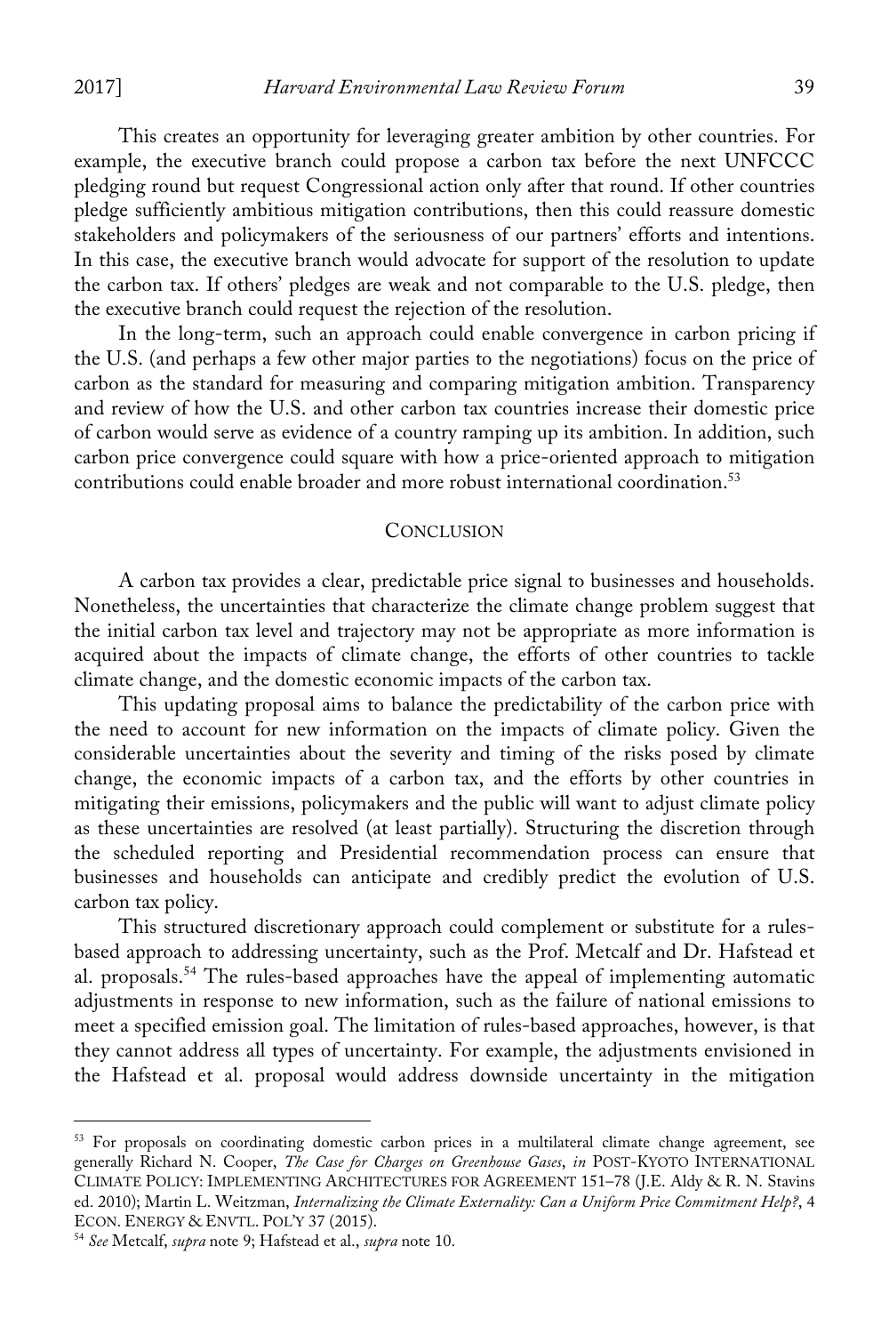This creates an opportunity for leveraging greater ambition by other countries. For example, the executive branch could propose a carbon tax before the next UNFCCC pledging round but request Congressional action only after that round. If other countries pledge sufficiently ambitious mitigation contributions, then this could reassure domestic stakeholders and policymakers of the seriousness of our partners' efforts and intentions. In this case, the executive branch would advocate for support of the resolution to update the carbon tax. If others' pledges are weak and not comparable to the U.S. pledge, then the executive branch could request the rejection of the resolution.

In the long-term, such an approach could enable convergence in carbon pricing if the U.S. (and perhaps a few other major parties to the negotiations) focus on the price of carbon as the standard for measuring and comparing mitigation ambition. Transparency and review of how the U.S. and other carbon tax countries increase their domestic price of carbon would serve as evidence of a country ramping up its ambition. In addition, such carbon price convergence could square with how a price-oriented approach to mitigation contributions could enable broader and more robust international coordination.[53]

## CONCLUSION

A carbon tax provides a clear, predictable price signal to businesses and households. Nonetheless, the uncertainties that characterize the climate change problem suggest that the initial carbon tax level and trajectory may not be appropriate as more information is acquired about the impacts of climate change, the efforts of other countries to tackle climate change, and the domestic economic impacts of the carbon tax.

This updating proposal aims to balance the predictability of the carbon price with the need to account for new information on the impacts of climate policy. Given the considerable uncertainties about the severity and timing of the risks posed by climate change, the economic impacts of a carbon tax, and the efforts by other countries in mitigating their emissions, policymakers and the public will want to adjust climate policy as these uncertainties are resolved (at least partially). Structuring the discretion through the scheduled reporting and Presidential recommendation process can ensure that businesses and households can anticipate and credibly predict the evolution of U.S. carbon tax policy.

This structured discretionary approach could complement or substitute for a rules-based approach to addressing uncertainty, such as the Prof. Metcalf and Dr. Hafstead et al. proposals.[54] The rules-based approaches have the appeal of implementing automatic adjustments in response to new information, such as the failure of national emissions to meet a specified emission goal. The limitation of rules-based approaches, however, is that they cannot address all types of uncertainty. For example, the adjustments envisioned in the Hafstead et al. proposal would address downside uncertainty in the mitigation

---

[53] For proposals on coordinating domestic carbon prices in a multilateral climate change agreement, see generally Richard N. Cooper, *The Case for Charges on Greenhouse Gases*, *in* POST-KYOTO INTERNATIONAL CLIMATE POLICY: IMPLEMENTING ARCHITECTURES FOR AGREEMENT 151–78 (J.E. Aldy & R. N. Stavins ed. 2010); Martin L. Weitzman, *Internalizing the Climate Externality: Can a Uniform Price Commitment Help?*, 4 ECON. ENERGY & ENVTL. POL'Y 37 (2015).

[54] *See* Metcalf, *supra* note 9; Hafstead et al., *supra* note 10.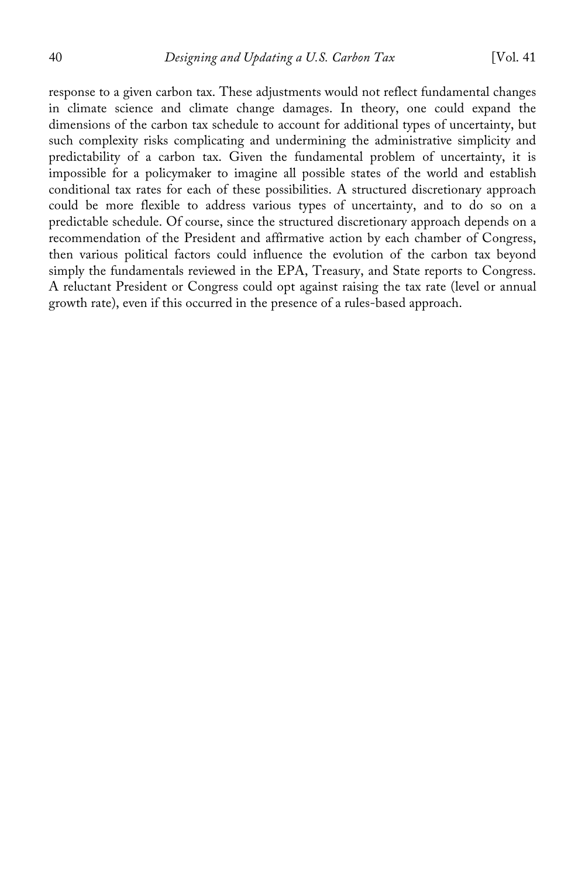response to a given carbon tax. These adjustments would not reflect fundamental changes in climate science and climate change damages. In theory, one could expand the dimensions of the carbon tax schedule to account for additional types of uncertainty, but such complexity risks complicating and undermining the administrative simplicity and predictability of a carbon tax. Given the fundamental problem of uncertainty, it is impossible for a policymaker to imagine all possible states of the world and establish conditional tax rates for each of these possibilities. A structured discretionary approach could be more flexible to address various types of uncertainty, and to do so on a predictable schedule. Of course, since the structured discretionary approach depends on a recommendation of the President and affirmative action by each chamber of Congress, then various political factors could influence the evolution of the carbon tax beyond simply the fundamentals reviewed in the EPA, Treasury, and State reports to Congress. A reluctant President or Congress could opt against raising the tax rate (level or annual growth rate), even if this occurred in the presence of a rules-based approach.